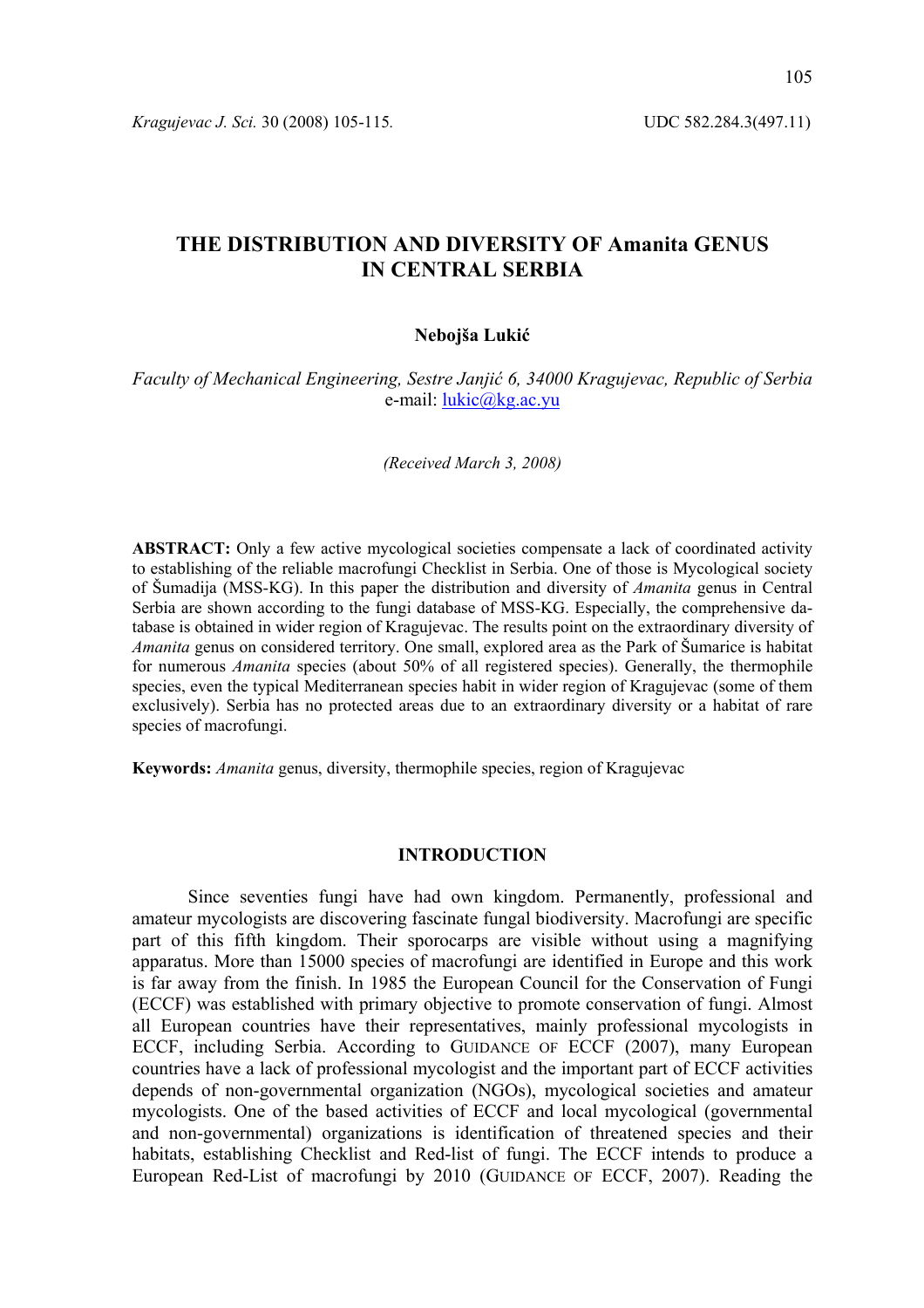# THE DISTRIBUTION AND DIVERSITY OF *Amanita* GENUS IN CENTRAL SERBIA

**Nebojša Lukić**

*Faculty of Mechanical Engineering, Sestre Janjić 6, 34000 Kragujevac, Republic of Serbia*
e-mail: lukic@kg.ac.yu

*(Received March 3, 2008)*

**ABSTRACT:** Only a few active mycological societies compensate a lack of coordinated activity to establishing of the reliable macrofungi Checklist in Serbia. One of those is Mycological society of Šumadija (MSS-KG). In this paper the distribution and diversity of *Amanita* genus in Central Serbia are shown according to the fungi database of MSS-KG. Especially, the comprehensive database is obtained in wider region of Kragujevac. The results point on the extraordinary diversity of *Amanita* genus on considered territory. One small, explored area as the Park of Šumarice is habitat for numerous *Amanita* species (about 50% of all registered species). Generally, the thermophile species, even the typical Mediterranean species habit in wider region of Kragujevac (some of them exclusively). Serbia has no protected areas due to an extraordinary diversity or a habitat of rare species of macrofungi.

**Keywords:** *Amanita* genus, diversity, thermophile species, region of Kragujevac

## INTRODUCTION

Since seventies fungi have had own kingdom. Permanently, professional and amateur mycologists are discovering fascinate fungal biodiversity. Macrofungi are specific part of this fifth kingdom. Their sporocarps are visible without using a magnifying apparatus. More than 15000 species of macrofungi are identified in Europe and this work is far away from the finish. In 1985 the European Council for the Conservation of Fungi (ECCF) was established with primary objective to promote conservation of fungi. Almost all European countries have their representatives, mainly professional mycologists in ECCF, including Serbia. According to GUIDANCE OF ECCF (2007), many European countries have a lack of professional mycologist and the important part of ECCF activities depends of non-governmental organization (NGOs), mycological societies and amateur mycologists. One of the based activities of ECCF and local mycological (governmental and non-governmental) organizations is identification of threatened species and their habitats, establishing Checklist and Red-list of fungi. The ECCF intends to produce a European Red-List of macrofungi by 2010 (GUIDANCE OF ECCF, 2007). Reading the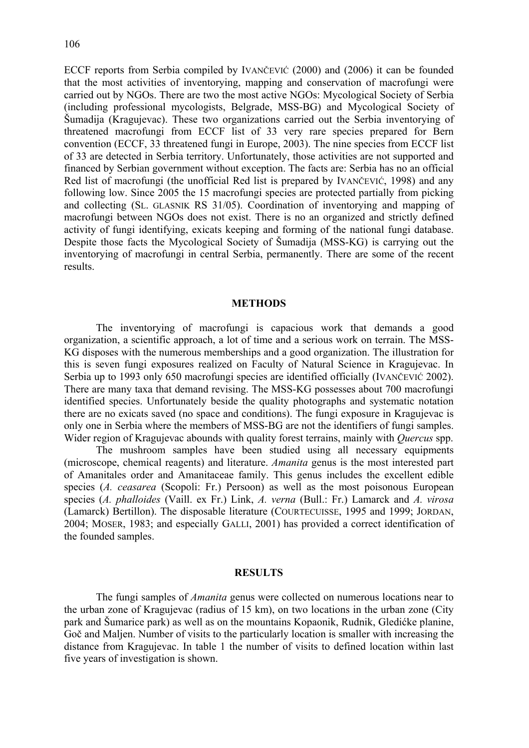ECCF reports from Serbia compiled by IVANČEVIĆ (2000) and (2006) it can be founded that the most activities of inventorying, mapping and conservation of macrofungi were carried out by NGOs. There are two the most active NGOs: Mycological Society of Serbia (including professional mycologists, Belgrade, MSS-BG) and Mycological Society of Šumadija (Kragujevac). These two organizations carried out the Serbia inventorying of threatened macrofungi from ECCF list of 33 very rare species prepared for Bern convention (ECCF, 33 threatened fungi in Europe, 2003). The nine species from ECCF list of 33 are detected in Serbia territory. Unfortunately, those activities are not supported and financed by Serbian government without exception. The facts are: Serbia has no an official Red list of macrofungi (the unofficial Red list is prepared by IVANČEVIĆ, 1998) and any following low. Since 2005 the 15 macrofungi species are protected partially from picking and collecting (SL. GLASNIK RS 31/05). Coordination of inventorying and mapping of macrofungi between NGOs does not exist. There is no an organized and strictly defined activity of fungi identifying, exicats keeping and forming of the national fungi database. Despite those facts the Mycological Society of Šumadija (MSS-KG) is carrying out the inventorying of macrofungi in central Serbia, permanently. There are some of the recent results.

## METHODS

The inventorying of macrofungi is capacious work that demands a good organization, a scientific approach, a lot of time and a serious work on terrain. The MSS-KG disposes with the numerous memberships and a good organization. The illustration for this is seven fungi exposures realized on Faculty of Natural Science in Kragujevac. In Serbia up to 1993 only 650 macrofungi species are identified officially (IVANČEVIĆ 2002). There are many taxa that demand revising. The MSS-KG possesses about 700 macrofungi identified species. Unfortunately beside the quality photographs and systematic notation there are no exicats saved (no space and conditions). The fungi exposure in Kragujevac is only one in Serbia where the members of MSS-BG are not the identifiers of fungi samples. Wider region of Kragujevac abounds with quality forest terrains, mainly with *Quercus* spp.

The mushroom samples have been studied using all necessary equipments (microscope, chemical reagents) and literature. *Amanita* genus is the most interested part of Amanitales order and Amanitaceae family. This genus includes the excellent edible species (*A. ceasarea* (Scopoli: Fr.) Persoon) as well as the most poisonous European species (*A. phalloides* (Vaill. ex Fr.) Link, *A. verna* (Bull.: Fr.) Lamarck and *A. virosa* (Lamarck) Bertillon). The disposable literature (COURTECUISSE, 1995 and 1999; JORDAN, 2004; MOSER, 1983; and especially GALLI, 2001) has provided a correct identification of the founded samples.

## RESULTS

The fungi samples of *Amanita* genus were collected on numerous locations near to the urban zone of Kragujevac (radius of 15 km), on two locations in the urban zone (City park and Šumarice park) as well as on the mountains Kopaonik, Rudnik, Gledićke planine, Goč and Maljen. Number of visits to the particularly location is smaller with increasing the distance from Kragujevac. In table 1 the number of visits to defined location within last five years of investigation is shown.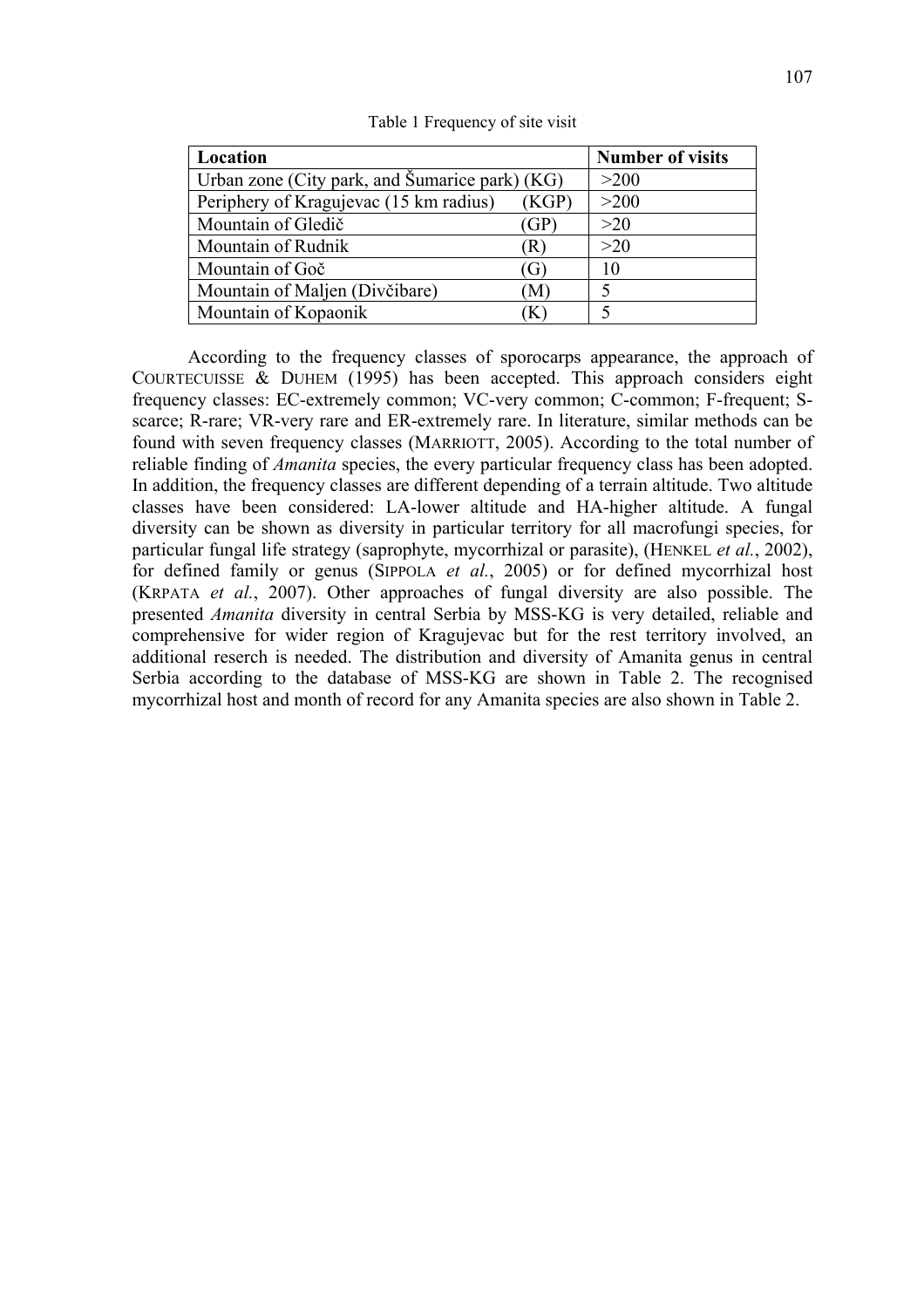Table 1 Frequency of site visit

| Location | Number of visits |
|---|---|
| Urban zone (City park, and Šumarice park) (KG) | >200 |
| Periphery of Kragujevac (15 km radius) (KGP) | >200 |
| Mountain of Gledič (GP) | >20 |
| Mountain of Rudnik (R) | >20 |
| Mountain of Goč (G) | 10 |
| Mountain of Maljen (Divčibare) (M) | 5 |
| Mountain of Kopaonik (K) | 5 |

According to the frequency classes of sporocarps appearance, the approach of COURTECUISSE & DUHEM (1995) has been accepted. This approach considers eight frequency classes: EC-extremely common; VC-very common; C-common; F-frequent; S-scarce; R-rare; VR-very rare and ER-extremely rare. In literature, similar methods can be found with seven frequency classes (MARRIOTT, 2005). According to the total number of reliable finding of *Amanita* species, the every particular frequency class has been adopted. In addition, the frequency classes are different depending of a terrain altitude. Two altitude classes have been considered: LA-lower altitude and HA-higher altitude. A fungal diversity can be shown as diversity in particular territory for all macrofungi species, for particular fungal life strategy (saprophyte, mycorrhizal or parasite), (HENKEL *et al.*, 2002), for defined family or genus (SIPPOLA *et al.*, 2005) or for defined mycorrhizal host (KRPATA *et al.*, 2007). Other approaches of fungal diversity are also possible. The presented *Amanita* diversity in central Serbia by MSS-KG is very detailed, reliable and comprehensive for wider region of Kragujevac but for the rest territory involved, an additional reserch is needed. The distribution and diversity of Amanita genus in central Serbia according to the database of MSS-KG are shown in Table 2. The recognised mycorrhizal host and month of record for any Amanita species are also shown in Table 2.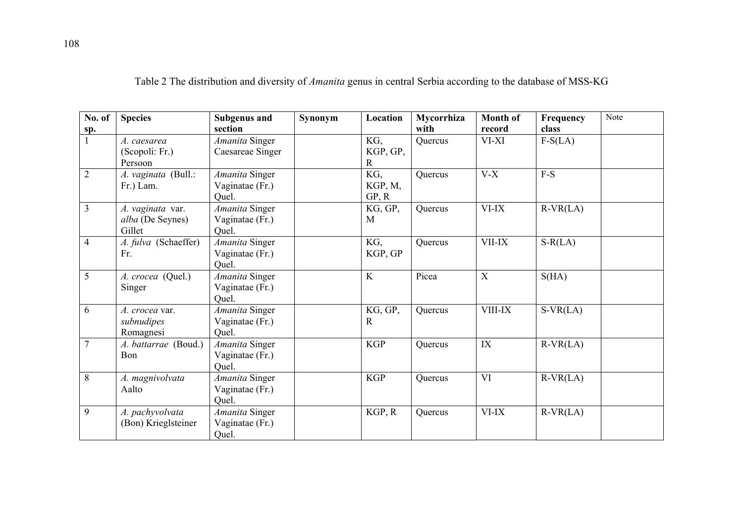Table 2 The distribution and diversity of *Amanita* genus in central Serbia according to the database of MSS-KG

| No. of sp. | Species | Subgenus and section | Synonym | Location | Mycorrhiza with | Month of record | Frequency class | Note |
|---|---|---|---|---|---|---|---|---|
| 1 | *A. caesarea* (Scopoli: Fr.) Persoon | *Amanita* Singer Caesareae Singer | | KG, KGP, GP, R | Quercus | VI-XI | F-S(LA) | |
| 2 | *A. vaginata* (Bull.: Fr.) Lam. | *Amanita* Singer Vaginatae (Fr.) Quel. | | KG, KGP, M, GP, R | Quercus | V-X | F-S | |
| 3 | *A. vaginata* var. *alba* (De Seynes) Gillet | *Amanita* Singer Vaginatae (Fr.) Quel. | | KG, GP, M | Quercus | VI-IX | R-VR(LA) | |
| 4 | *A. fulva* (Schaeffer) Fr. | *Amanita* Singer Vaginatae (Fr.) Quel. | | KG, KGP, GP | Quercus | VII-IX | S-R(LA) | |
| 5 | *A. crocea* (Quel.) Singer | *Amanita* Singer Vaginatae (Fr.) Quel. | | K | Picea | X | S(HA) | |
| 6 | *A. crocea* var. *subnudipes* Romagnesi | *Amanita* Singer Vaginatae (Fr.) Quel. | | KG, GP, R | Quercus | VIII-IX | S-VR(LA) | |
| 7 | *A. battarrae* (Boud.) Bon | *Amanita* Singer Vaginatae (Fr.) Quel. | | KGP | Quercus | IX | R-VR(LA) | |
| 8 | *A. magnivolvata* Aalto | *Amanita* Singer Vaginatae (Fr.) Quel. | | KGP | Quercus | VI | R-VR(LA) | |
| 9 | *A. pachyvolvata* (Bon) Krieglsteiner | *Amanita* Singer Vaginatae (Fr.) Quel. | | KGP, R | Quercus | VI-IX | R-VR(LA) | |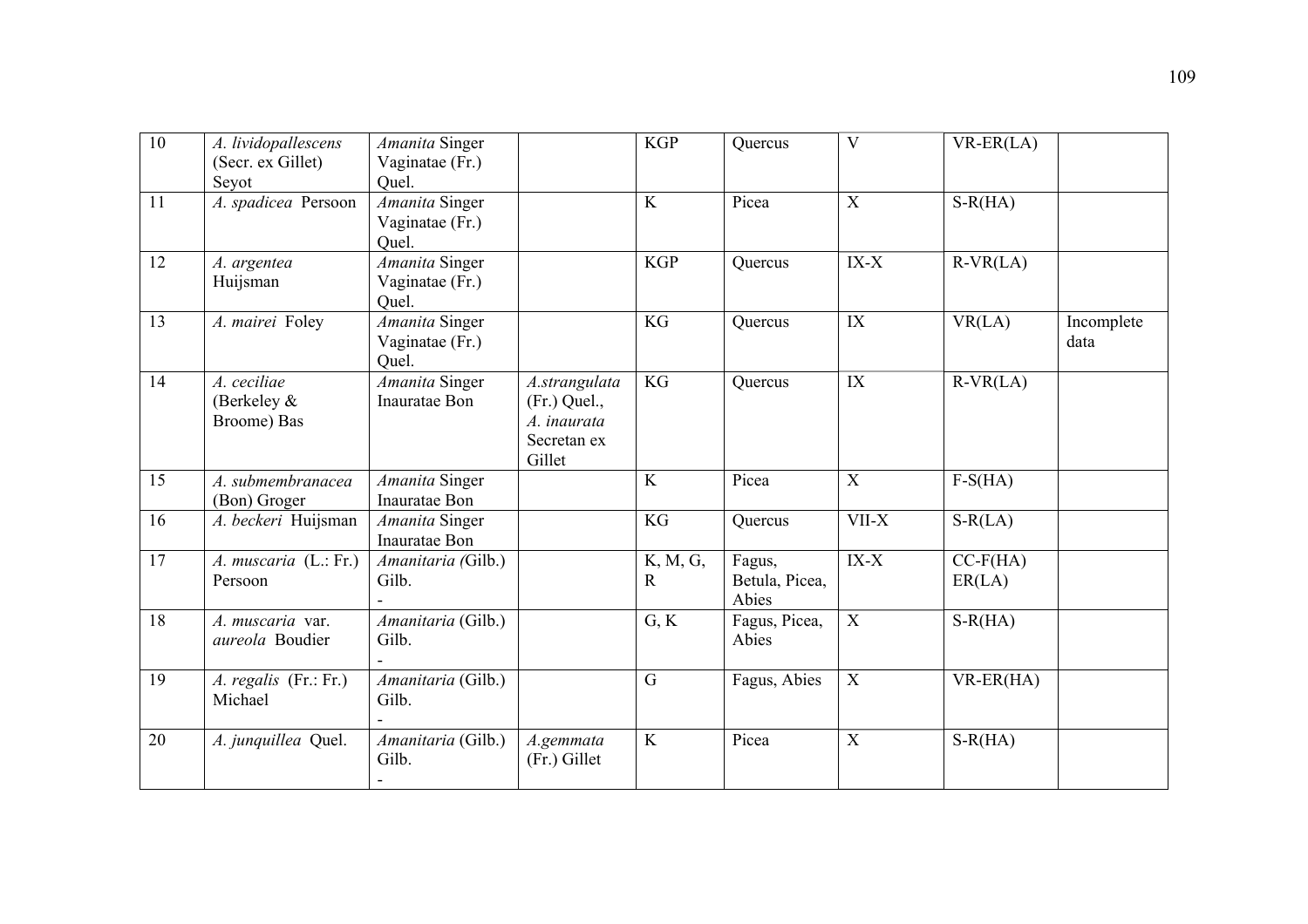| | | | | | | | | |
|---|---|---|---|---|---|---|---|---|
| 10 | *A. lividopallescens* (Secr. ex Gillet) Seyot | *Amanita* Singer Vaginatae (Fr.) Quel. | | KGP | Quercus | V | VR-ER(LA) | |
| 11 | *A. spadicea* Persoon | *Amanita* Singer Vaginatae (Fr.) Quel. | | K | Picea | X | S-R(HA) | |
| 12 | *A. argentea* Huijsman | *Amanita* Singer Vaginatae (Fr.) Quel. | | KGP | Quercus | IX-X | R-VR(LA) | |
| 13 | *A. mairei* Foley | *Amanita* Singer Vaginatae (Fr.) Quel. | | KG | Quercus | IX | VR(LA) | Incomplete data |
| 14 | *A. ceciliae* (Berkeley & Broome) Bas | *Amanita* Singer Inauratae Bon | *A.strangulata* (Fr.) Quel., *A. inaurata* Secretan ex Gillet | KG | Quercus | IX | R-VR(LA) | |
| 15 | *A. submembranacea* (Bon) Groger | *Amanita* Singer Inauratae Bon | | K | Picea | X | F-S(HA) | |
| 16 | *A. beckeri* Huijsman | *Amanita* Singer Inauratae Bon | | KG | Quercus | VII-X | S-R(LA) | |
| 17 | *A. muscaria* (L.: Fr.) Persoon | *Amanitaria (*Gilb.) Gilb. - | | K, M, G, R | Fagus, Betula, Picea, Abies | IX-X | CC-F(HA) ER(LA) | |
| 18 | *A. muscaria* var. *aureola* Boudier | *Amanitaria* (Gilb.) Gilb. - | | G, K | Fagus, Picea, Abies | X | S-R(HA) | |
| 19 | *A. regalis* (Fr.: Fr.) Michael | *Amanitaria* (Gilb.) Gilb. - | | G | Fagus, Abies | X | VR-ER(HA) | |
| 20 | *A. junquillea* Quel. | *Amanitaria* (Gilb.) Gilb. - | *A.gemmata* (Fr.) Gillet | K | Picea | X | S-R(HA) | |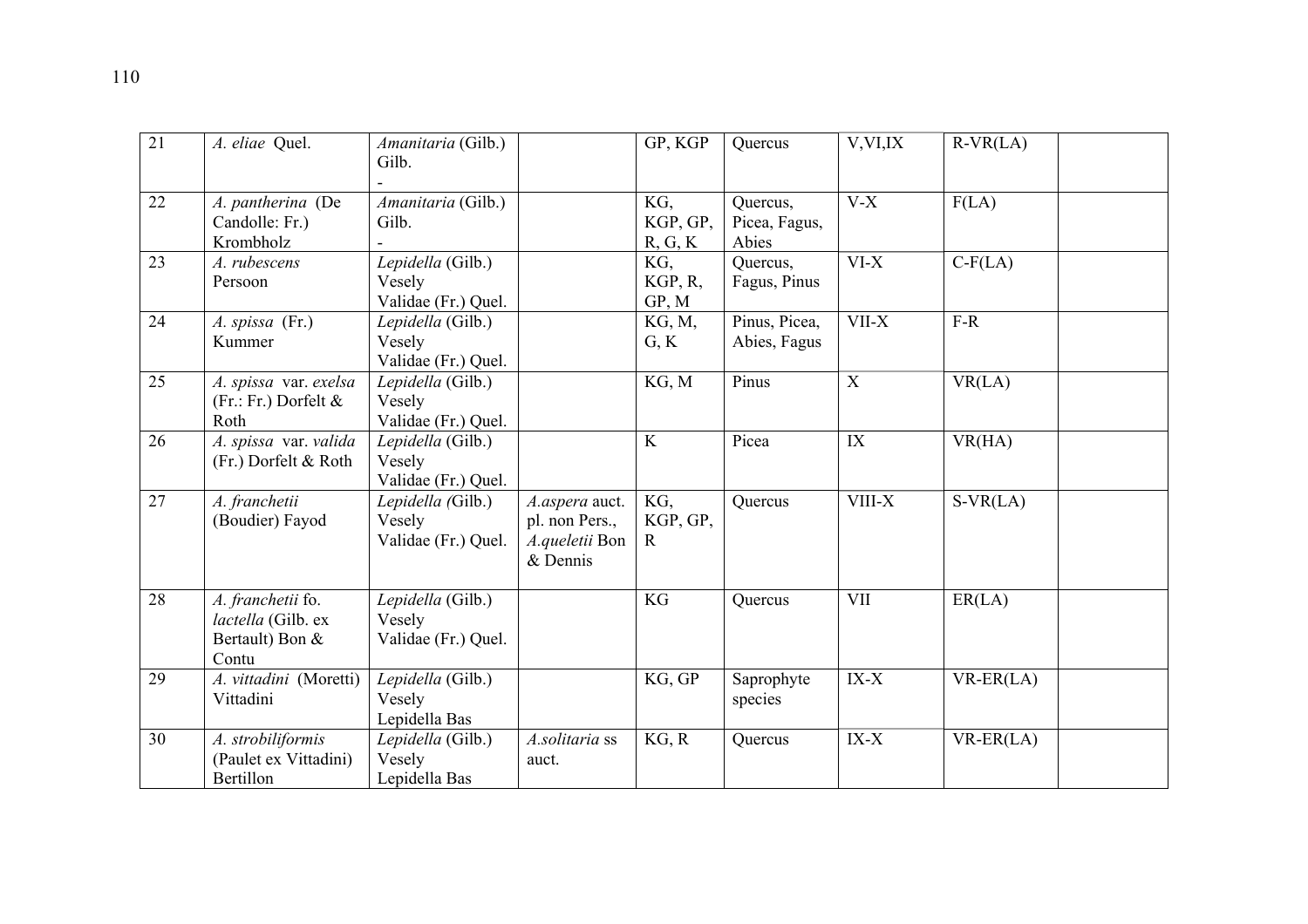| | | | | | | | | |
|---|---|---|---|---|---|---|---|---|
| 21 | *A. eliae* Quel. | *Amanitaria* (Gilb.) Gilb.<br>- | | GP, KGP | Quercus | V,VI,IX | R-VR(LA) | |
| 22 | *A. pantherina* (De Candolle: Fr.) Krombholz | *Amanitaria* (Gilb.) Gilb.<br>- | | KG, KGP, GP, R, G, K | Quercus, Picea, Fagus, Abies | V-X | F(LA) | |
| 23 | *A. rubescens* Persoon | *Lepidella* (Gilb.) Vesely<br>Validae (Fr.) Quel. | | KG, KGP, R, GP, M | Quercus, Fagus, Pinus | VI-X | C-F(LA) | |
| 24 | *A. spissa* (Fr.) Kummer | *Lepidella* (Gilb.) Vesely<br>Validae (Fr.) Quel. | | KG, M, G, K | Pinus, Picea, Abies, Fagus | VII-X | F-R | |
| 25 | *A. spissa* var. *exelsa* (Fr.: Fr.) Dorfelt & Roth | *Lepidella* (Gilb.) Vesely<br>Validae (Fr.) Quel. | | KG, M | Pinus | X | VR(LA) | |
| 26 | *A. spissa* var. *valida* (Fr.) Dorfelt & Roth | *Lepidella* (Gilb.) Vesely<br>Validae (Fr.) Quel. | | K | Picea | IX | VR(HA) | |
| 27 | *A. franchetii* (Boudier) Fayod | *Lepidella (*Gilb.) Vesely<br>Validae (Fr.) Quel. | *A.aspera* auct. pl. non Pers., *A.queletii* Bon & Dennis | KG, KGP, GP, R | Quercus | VIII-X | S-VR(LA) | |
| 28 | *A. franchetii* fo. *lactella* (Gilb. ex Bertault) Bon & Contu | *Lepidella* (Gilb.) Vesely<br>Validae (Fr.) Quel. | | KG | Quercus | VII | ER(LA) | |
| 29 | *A. vittadini* (Moretti) Vittadini | *Lepidella* (Gilb.) Vesely<br>Lepidella Bas | | KG, GP | Saprophyte species | IX-X | VR-ER(LA) | |
| 30 | *A. strobiliformis* (Paulet ex Vittadini) Bertillon | *Lepidella* (Gilb.) Vesely<br>Lepidella Bas | *A.solitaria* ss auct. | KG, R | Quercus | IX-X | VR-ER(LA) | |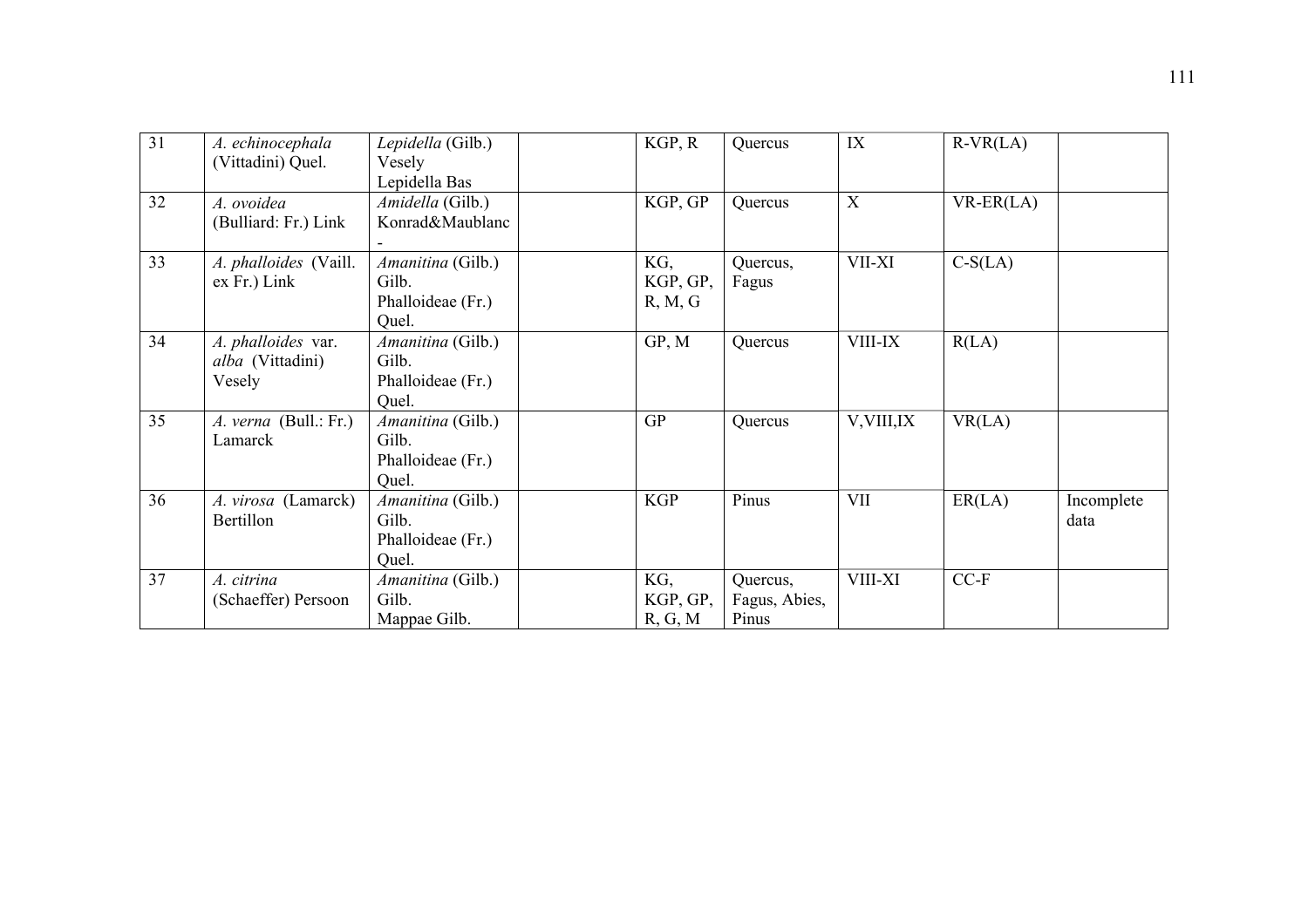| | | | | | | | | |
|---|---|---|---|---|---|---|---|---|
| 31 | *A. echinocephala* (Vittadini) Quel. | *Lepidella* (Gilb.) Vesely Lepidella Bas | | KGP, R | Quercus | IX | R-VR(LA) | |
| 32 | *A. ovoidea* (Bulliard: Fr.) Link | *Amidella* (Gilb.) Konrad&Maublanc - | | KGP, GP | Quercus | X | VR-ER(LA) | |
| 33 | *A. phalloides* (Vaill. ex Fr.) Link | *Amanitina* (Gilb.) Gilb. Phalloideae (Fr.) Quel. | | KG, KGP, GP, R, M, G | Quercus, Fagus | VII-XI | C-S(LA) | |
| 34 | *A. phalloides* var. *alba* (Vittadini) Vesely | *Amanitina* (Gilb.) Gilb. Phalloideae (Fr.) Quel. | | GP, M | Quercus | VIII-IX | R(LA) | |
| 35 | *A. verna* (Bull.: Fr.) Lamarck | *Amanitina* (Gilb.) Gilb. Phalloideae (Fr.) Quel. | | GP | Quercus | V,VIII,IX | VR(LA) | |
| 36 | *A. virosa* (Lamarck) Bertillon | *Amanitina* (Gilb.) Gilb. Phalloideae (Fr.) Quel. | | KGP | Pinus | VII | ER(LA) | Incomplete data |
| 37 | *A. citrina* (Schaeffer) Persoon | *Amanitina* (Gilb.) Gilb. Mappae Gilb. | | KG, KGP, GP, R, G, M | Quercus, Fagus, Abies, Pinus | VIII-XI | CC-F | |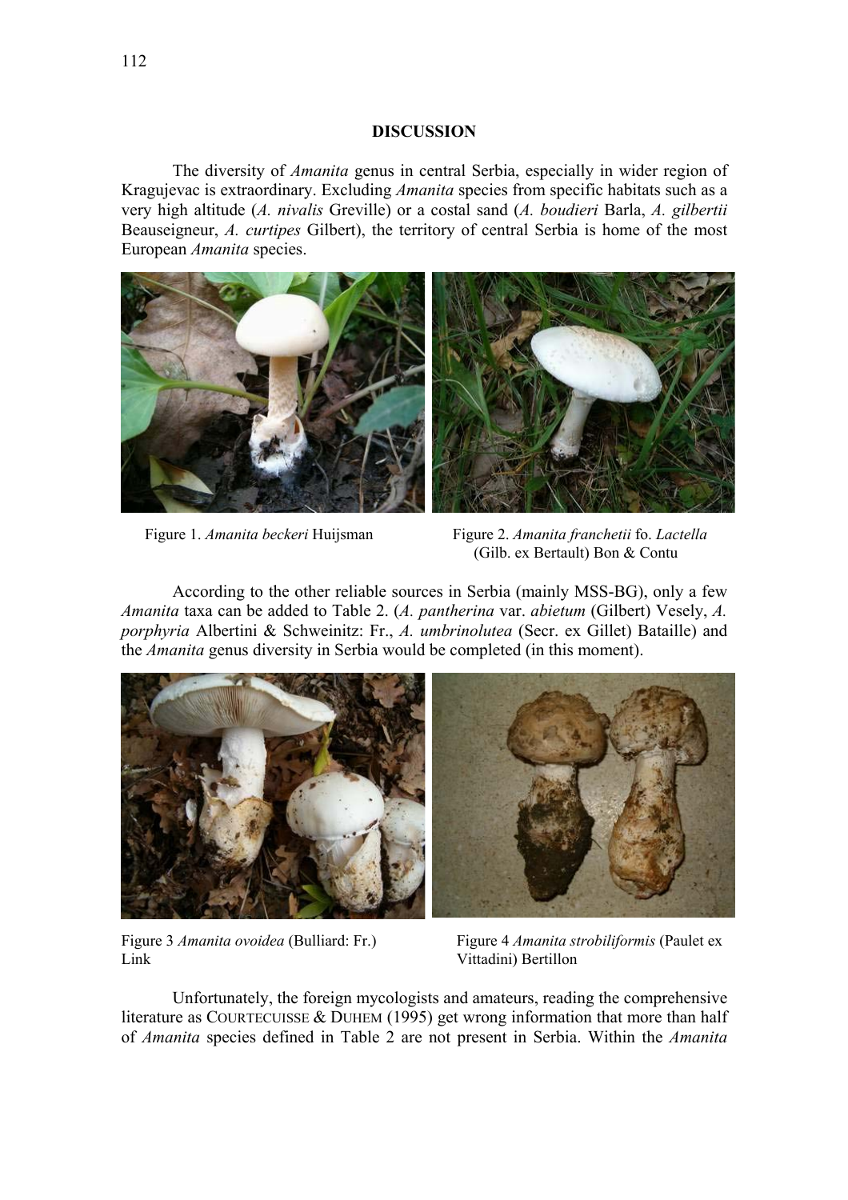## DISCUSSION

The diversity of *Amanita* genus in central Serbia, especially in wider region of Kragujevac is extraordinary. Excluding *Amanita* species from specific habitats such as a very high altitude (*A. nivalis* Greville) or a costal sand (*A. boudieri* Barla, *A. gilbertii* Beauseigneur, *A. curtipes* Gilbert), the territory of central Serbia is home of the most European *Amanita* species.

Figure 1. *Amanita beckeri* Huijsman

Figure 2. *Amanita franchetii* fo. *Lactella* (Gilb. ex Bertault) Bon & Contu

According to the other reliable sources in Serbia (mainly MSS-BG), only a few *Amanita* taxa can be added to Table 2. (*A. pantherina* var. *abietum* (Gilbert) Vesely, *A. porphyria* Albertini & Schweinitz: Fr., *A. umbrinolutea* (Secr. ex Gillet) Bataille) and the *Amanita* genus diversity in Serbia would be completed (in this moment).

Figure 3 *Amanita ovoidea* (Bulliard: Fr.) Link

Figure 4 *Amanita strobiliformis* (Paulet ex Vittadini) Bertillon

Unfortunately, the foreign mycologists and amateurs, reading the comprehensive literature as COURTECUISSE & DUHEM (1995) get wrong information that more than half of *Amanita* species defined in Table 2 are not present in Serbia. Within the *Amanita*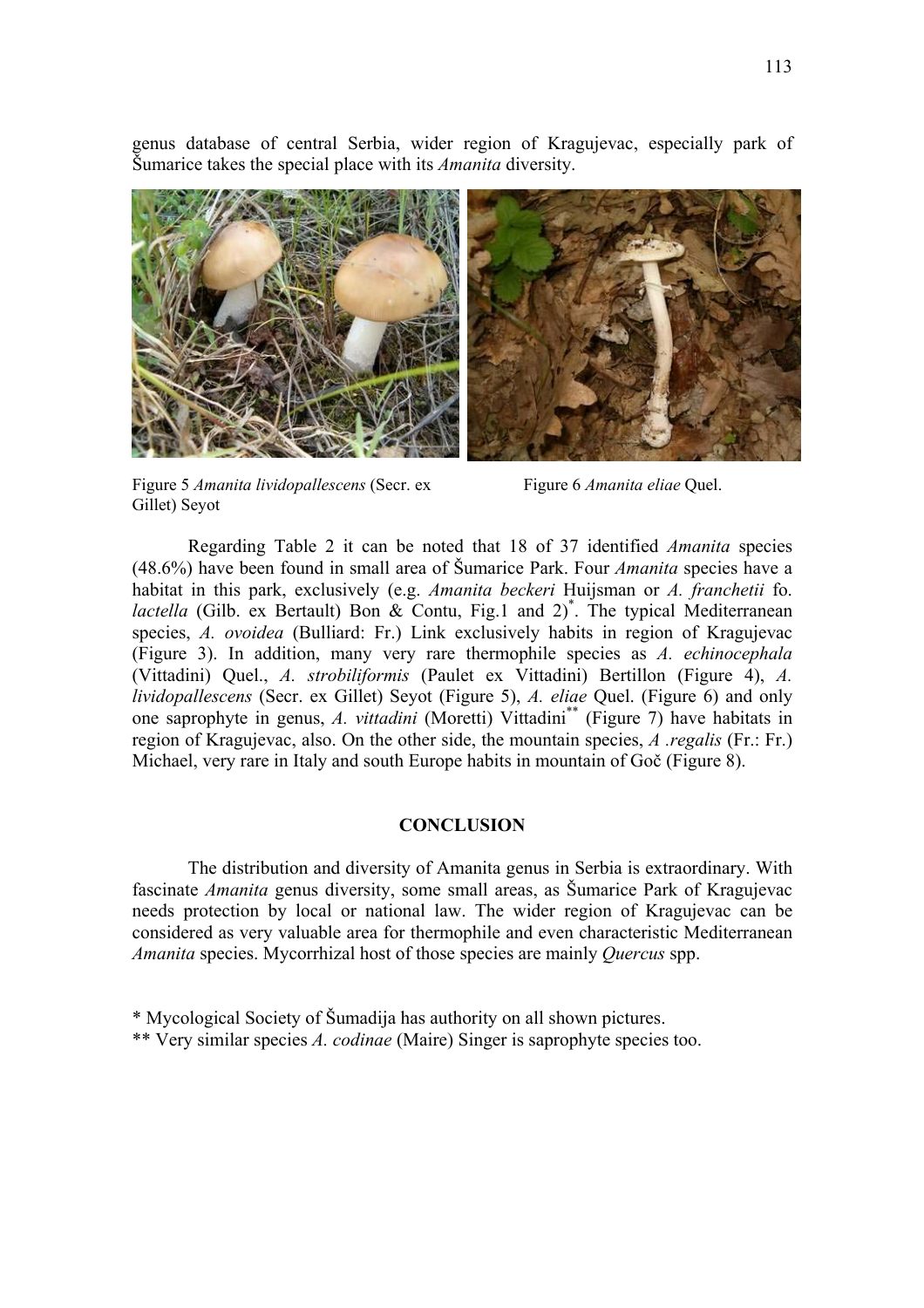genus database of central Serbia, wider region of Kragujevac, especially park of Šumarice takes the special place with its *Amanita* diversity.

Figure 5 *Amanita lividopallescens* (Secr. ex Gillet) Seyot

Figure 6 *Amanita eliae* Quel.

Regarding Table 2 it can be noted that 18 of 37 identified *Amanita* species (48.6%) have been found in small area of Šumarice Park. Four *Amanita* species have a habitat in this park, exclusively (e.g. *Amanita beckeri* Huijsman or *A. franchetii* fo. *lactella* (Gilb. ex Bertault) Bon & Contu, Fig.1 and 2)*. The typical Mediterranean species, *A. ovoidea* (Bulliard: Fr.) Link exclusively habits in region of Kragujevac (Figure 3). In addition, many very rare thermophile species as *A. echinocephala* (Vittadini) Quel., *A. strobiliformis* (Paulet ex Vittadini) Bertillon (Figure 4), *A. lividopallescens* (Secr. ex Gillet) Seyot (Figure 5), *A. eliae* Quel. (Figure 6) and only one saprophyte in genus, *A. vittadini* (Moretti) Vittadini** (Figure 7) have habitats in region of Kragujevac, also. On the other side, the mountain species, *A .regalis* (Fr.: Fr.) Michael, very rare in Italy and south Europe habits in mountain of Goč (Figure 8).

## CONCLUSION

The distribution and diversity of Amanita genus in Serbia is extraordinary. With fascinate *Amanita* genus diversity, some small areas, as Šumarice Park of Kragujevac needs protection by local or national law. The wider region of Kragujevac can be considered as very valuable area for thermophile and even characteristic Mediterranean *Amanita* species. Mycorrhizal host of those species are mainly *Quercus* spp.

\* Mycological Society of Šumadija has authority on all shown pictures.

\*\* Very similar species *A. codinae* (Maire) Singer is saprophyte species too.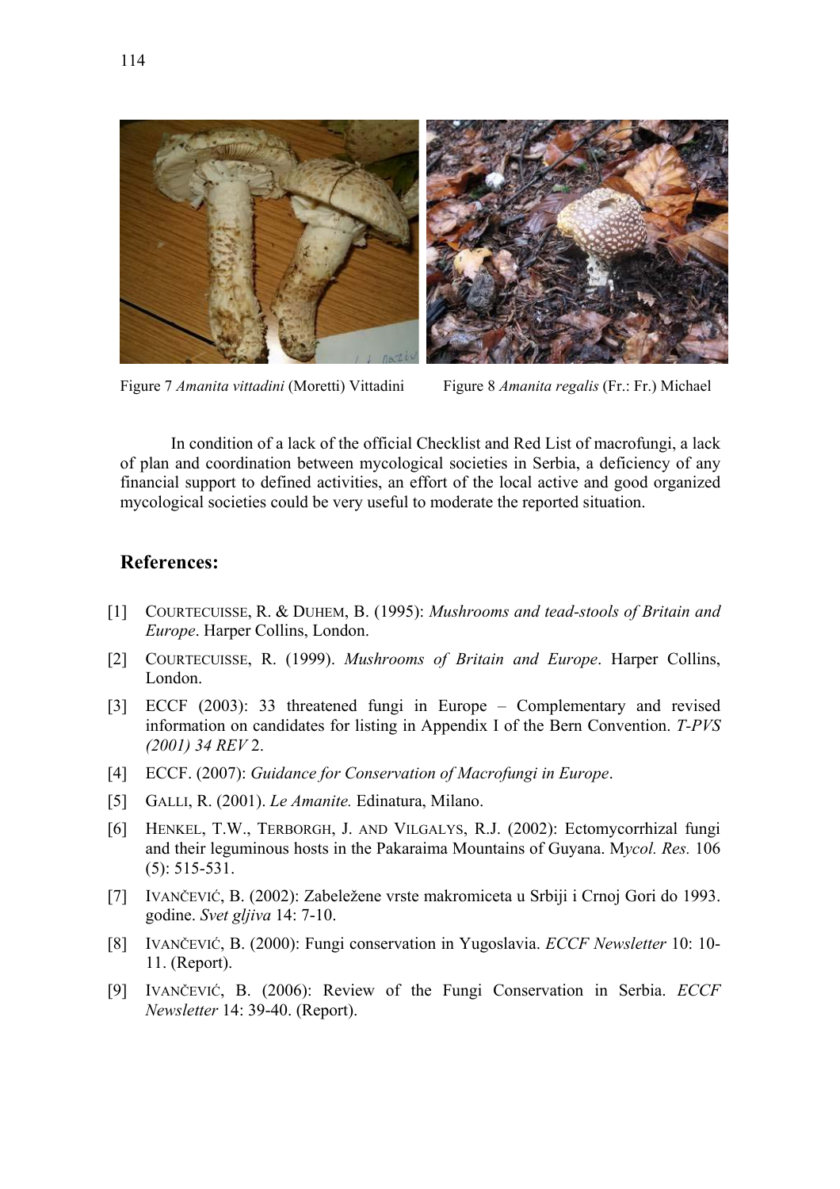Figure 7 *Amanita vittadini* (Moretti) Vittadini

Figure 8 *Amanita regalis* (Fr.: Fr.) Michael

In condition of a lack of the official Checklist and Red List of macrofungi, a lack of plan and coordination between mycological societies in Serbia, a deficiency of any financial support to defined activities, an effort of the local active and good organized mycological societies could be very useful to moderate the reported situation.

## References:

[1] COURTECUISSE, R. & DUHEM, B. (1995): *Mushrooms and tead-stools of Britain and Europe*. Harper Collins, London.

[2] COURTECUISSE, R. (1999). *Mushrooms of Britain and Europe*. Harper Collins, London.

[3] ECCF (2003): 33 threatened fungi in Europe – Complementary and revised information on candidates for listing in Appendix I of the Bern Convention. *T-PVS (2001) 34 REV* 2.

[4] ECCF. (2007): *Guidance for Conservation of Macrofungi in Europe*.

[5] GALLI, R. (2001). *Le Amanite.* Edinatura, Milano.

[6] HENKEL, T.W., TERBORGH, J. AND VILGALYS, R.J. (2002): Ectomycorrhizal fungi and their leguminous hosts in the Pakaraima Mountains of Guyana. M*ycol. Res.* 106 (5): 515-531.

[7] IVANČEVIĆ, B. (2002): Zabeležene vrste makromiceta u Srbiji i Crnoj Gori do 1993. godine. *Svet gljiva* 14: 7-10.

[8] IVANČEVIĆ, B. (2000): Fungi conservation in Yugoslavia. *ECCF Newsletter* 10: 10-11. (Report).

[9] IVANČEVIĆ, B. (2006): Review of the Fungi Conservation in Serbia. *ECCF Newsletter* 14: 39-40. (Report).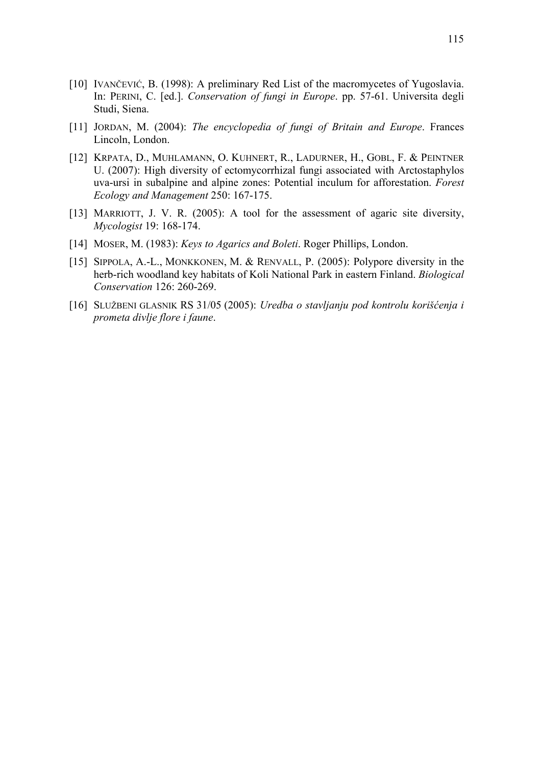[10] IVANČEVIĆ, B. (1998): A preliminary Red List of the macromycetes of Yugoslavia. In: PERINI, C. [ed.]. *Conservation of fungi in Europe*. pp. 57-61. Universita degli Studi, Siena.

[11] JORDAN, M. (2004): *The encyclopedia of fungi of Britain and Europe*. Frances Lincoln, London.

[12] KRPATA, D., MUHLAMANN, O. KUHNERT, R., LADURNER, H., GOBL, F. & PEINTNER U. (2007): High diversity of ectomycorrhizal fungi associated with Arctostaphylos uva-ursi in subalpine and alpine zones: Potential inculum for afforestation. *Forest Ecology and Management* 250: 167-175.

[13] MARRIOTT, J. V. R. (2005): A tool for the assessment of agaric site diversity, *Mycologist* 19: 168-174.

[14] MOSER, M. (1983): *Keys to Agarics and Boleti*. Roger Phillips, London.

[15] SIPPOLA, A.-L., MONKKONEN, M. & RENVALL, P. (2005): Polypore diversity in the herb-rich woodland key habitats of Koli National Park in eastern Finland. *Biological Conservation* 126: 260-269.

[16] SLUŽBENI GLASNIK RS 31/05 (2005): *Uredba o stavljanju pod kontrolu korišćenja i prometa divlje flore i faune*.